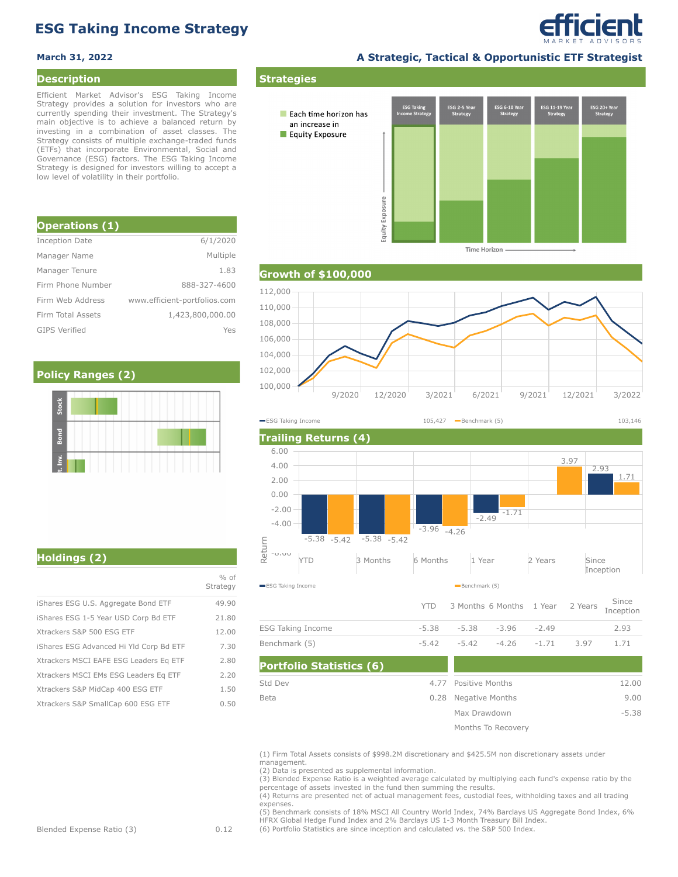# ESG Taking Income Strategy

**March 31, 2022**

**A Strategic, Tactical & Opportunistic ETF Strategist**

## Description

Efficient Market Advisor's ESG Taking Income Strategy provides a solution for investors who are currently spending their investment. The Strategy's main objective is to achieve a balanced return by investing in a combination of asset classes. The Strategy consists of multiple exchange-traded funds (ETFs) that incorporate Environmental, Social and Governance (ESG) factors. The ESG Taking Income Strategy is designed for investors willing to accept a low level of volatility in their portfolio.

## Operations (1)

| | |
|---|---|
| Inception Date | 6/1/2020 |
| Manager Name | Multiple |
| Manager Tenure | 1.83 |
| Firm Phone Number | 888-327-4600 |
| Firm Web Address | www.efficient-portfolios.com |
| Firm Total Assets | 1,423,800,000.00 |
| GIPS Verified | Yes |

## Policy Ranges (2)

Stock, Bond, Alt. Inv.

## Holdings (2)

| | % of Strategy |
|---|---|
| iShares ESG U.S. Aggregate Bond ETF | 49.90 |
| iShares ESG 1-5 Year USD Corp Bd ETF | 21.80 |
| Xtrackers S&P 500 ESG ETF | 12.00 |
| iShares ESG Advanced Hi Yld Corp Bd ETF | 7.30 |
| Xtrackers MSCI EAFE ESG Leaders Eq ETF | 2.80 |
| Xtrackers MSCI EMs ESG Leaders Eq ETF | 2.20 |
| Xtrackers S&P MidCap 400 ESG ETF | 1.50 |
| Xtrackers S&P SmallCap 600 ESG ETF | 0.50 |

Blended Expense Ratio (3) 0.12

## Strategies

Each time horizon has an increase in Equity Exposure

ESG Taking Income Strategy | ESG 2-5 Year Strategy | ESG 6-10 Year Strategy | ESG 11-19 Year Strategy | ESG 20+ Year Strategy

## Growth of $100,000

ESG Taking Income 105,427 — Benchmark (5) 103,146

## Trailing Returns (4)

| | YTD | 3 Months | 6 Months | 1 Year | 2 Years | Since Inception |
|---|---|---|---|---|---|---|
| ESG Taking Income | -5.38 | -5.38 | -3.96 | -2.49 | | 2.93 |
| Benchmark (5) | -5.42 | -5.42 | -4.26 | -1.71 | 3.97 | 1.71 |

## Portfolio Statistics (6)

| | | | |
|---|---|---|---|
| Std Dev | 4.77 | Positive Months | 12.00 |
| Beta | 0.28 | Negative Months | 9.00 |
| | | Max Drawdown | -5.38 |
| | | Months To Recovery | |

(1) Firm Total Assets consists of $998.2M discretionary and $425.5M non discretionary assets under management.
(2) Data is presented as supplemental information.
(3) Blended Expense Ratio is a weighted average calculated by multiplying each fund's expense ratio by the percentage of assets invested in the fund then summing the results.
(4) Returns are presented net of actual management fees, custodial fees, withholding taxes and all trading expenses.
(5) Benchmark consists of 18% MSCI All Country World Index, 74% Barclays US Aggregate Bond Index, 6% HFRX Global Hedge Fund Index and 2% Barclays US 1-3 Month Treasury Bill Index.
(6) Portfolio Statistics are since inception and calculated vs. the S&P 500 Index.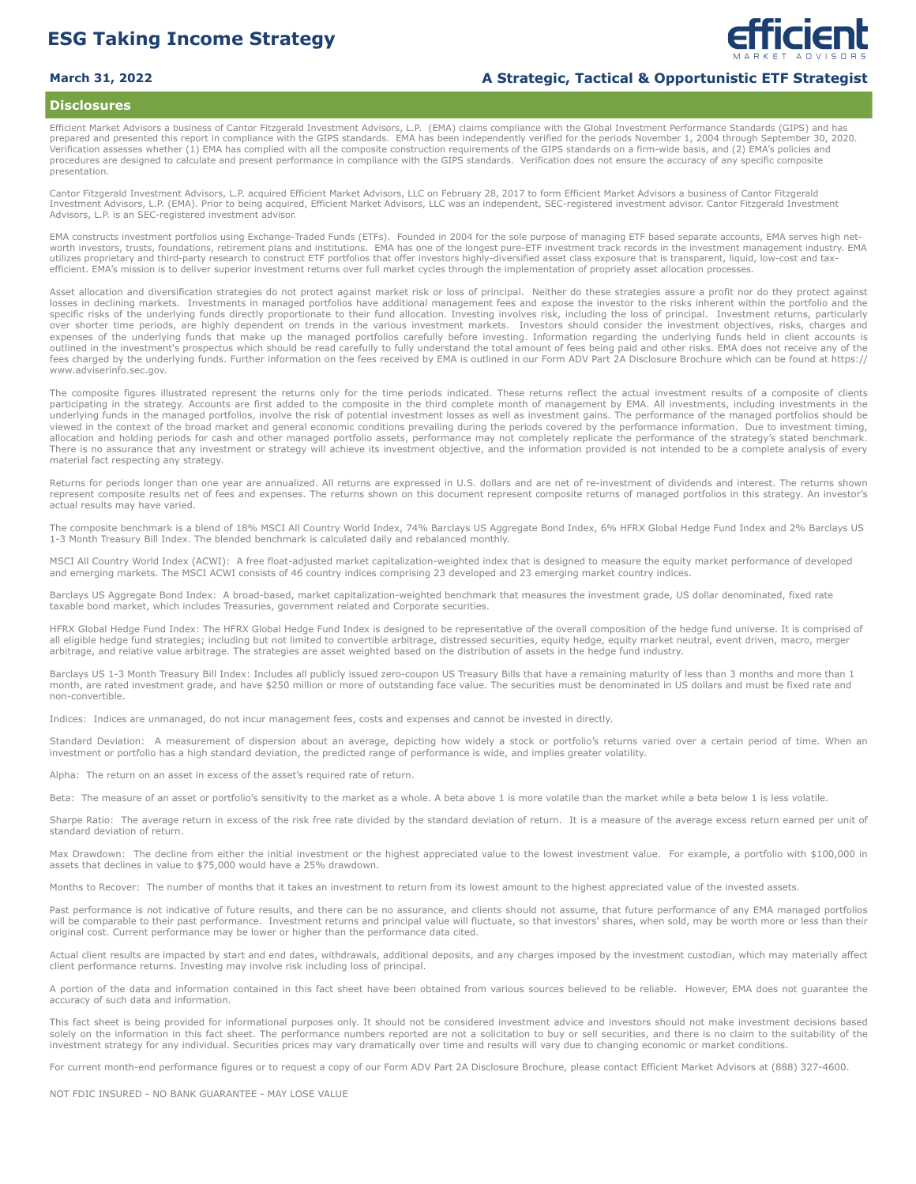# ESG Taking Income Strategy

efficient MARKET ADVISORS

**March 31, 2022** **A Strategic, Tactical & Opportunistic ETF Strategist**

## Disclosures

Efficient Market Advisors a business of Cantor Fitzgerald Investment Advisors, L.P. (EMA) claims compliance with the Global Investment Performance Standards (GIPS) and has prepared and presented this report in compliance with the GIPS standards. EMA has been independently verified for the periods November 1, 2004 through September 30, 2020. Verification assesses whether (1) EMA has complied with all the composite construction requirements of the GIPS standards on a firm-wide basis, and (2) EMA's policies and procedures are designed to calculate and present performance in compliance with the GIPS standards. Verification does not ensure the accuracy of any specific composite presentation.

Cantor Fitzgerald Investment Advisors, L.P. acquired Efficient Market Advisors, LLC on February 28, 2017 to form Efficient Market Advisors a business of Cantor Fitzgerald Investment Advisors, L.P. (EMA). Prior to being acquired, Efficient Market Advisors, LLC was an independent, SEC-registered investment advisor. Cantor Fitzgerald Investment Advisors, L.P. is an SEC-registered investment advisor.

EMA constructs investment portfolios using Exchange-Traded Funds (ETFs). Founded in 2004 for the sole purpose of managing ETF based separate accounts, EMA serves high net-worth investors, trusts, foundations, retirement plans and institutions. EMA has one of the longest pure-ETF investment track records in the investment management industry. EMA utilizes proprietary and third-party research to construct ETF portfolios that offer investors highly-diversified asset class exposure that is transparent, liquid, low-cost and tax-efficient. EMA's mission is to deliver superior investment returns over full market cycles through the implementation of propriety asset allocation processes.

Asset allocation and diversification strategies do not protect against market risk or loss of principal. Neither do these strategies assure a profit nor do they protect against losses in declining markets. Investments in managed portfolios have additional management fees and expose the investor to the risks inherent within the portfolio and the specific risks of the underlying funds directly proportionate to their fund allocation. Investing involves risk, including the loss of principal. Investment returns, particularly over shorter time periods, are highly dependent on trends in the various investment markets. Investors should consider the investment objectives, risks, charges and expenses of the underlying funds that make up the managed portfolios carefully before investing. Information regarding the underlying funds held in client accounts is outlined in the investment's prospectus which should be read carefully to fully understand the total amount of fees being paid and other risks. EMA does not receive any of the fees charged by the underlying funds. Further information on the fees received by EMA is outlined in our Form ADV Part 2A Disclosure Brochure which can be found at https://www.adviserinfo.sec.gov.

The composite figures illustrated represent the returns only for the time periods indicated. These returns reflect the actual investment results of a composite of clients participating in the strategy. Accounts are first added to the composite in the third complete month of management by EMA. All investments, including investments in the underlying funds in the managed portfolios, involve the risk of potential investment losses as well as investment gains. The performance of the managed portfolios should be viewed in the context of the broad market and general economic conditions prevailing during the periods covered by the performance information. Due to investment timing, allocation and holding periods for cash and other managed portfolio assets, performance may not completely replicate the performance of the strategy's stated benchmark. There is no assurance that any investment or strategy will achieve its investment objective, and the information provided is not intended to be a complete analysis of every material fact respecting any strategy.

Returns for periods longer than one year are annualized. All returns are expressed in U.S. dollars and are net of re-investment of dividends and interest. The returns shown represent composite results net of fees and expenses. The returns shown on this document represent composite returns of managed portfolios in this strategy. An investor's actual results may have varied.

The composite benchmark is a blend of 18% MSCI All Country World Index, 74% Barclays US Aggregate Bond Index, 6% HFRX Global Hedge Fund Index and 2% Barclays US 1-3 Month Treasury Bill Index. The blended benchmark is calculated daily and rebalanced monthly.

MSCI All Country World Index (ACWI): A free float-adjusted market capitalization-weighted index that is designed to measure the equity market performance of developed and emerging markets. The MSCI ACWI consists of 46 country indices comprising 23 developed and 23 emerging market country indices.

Barclays US Aggregate Bond Index: A broad-based, market capitalization-weighted benchmark that measures the investment grade, US dollar denominated, fixed rate taxable bond market, which includes Treasuries, government related and Corporate securities.

HFRX Global Hedge Fund Index: The HFRX Global Hedge Fund Index is designed to be representative of the overall composition of the hedge fund universe. It is comprised of all eligible hedge fund strategies; including but not limited to convertible arbitrage, distressed securities, equity hedge, equity market neutral, event driven, macro, merger arbitrage, and relative value arbitrage. The strategies are asset weighted based on the distribution of assets in the hedge fund industry.

Barclays US 1-3 Month Treasury Bill Index: Includes all publicly issued zero-coupon US Treasury Bills that have a remaining maturity of less than 3 months and more than 1 month, are rated investment grade, and have $250 million or more of outstanding face value. The securities must be denominated in US dollars and must be fixed rate and non-convertible.

Indices: Indices are unmanaged, do not incur management fees, costs and expenses and cannot be invested in directly.

Standard Deviation: A measurement of dispersion about an average, depicting how widely a stock or portfolio's returns varied over a certain period of time. When an investment or portfolio has a high standard deviation, the predicted range of performance is wide, and implies greater volatility.

Alpha: The return on an asset in excess of the asset's required rate of return.

Beta: The measure of an asset or portfolio's sensitivity to the market as a whole. A beta above 1 is more volatile than the market while a beta below 1 is less volatile.

Sharpe Ratio: The average return in excess of the risk free rate divided by the standard deviation of return. It is a measure of the average excess return earned per unit of standard deviation of return.

Max Drawdown: The decline from either the initial investment or the highest appreciated value to the lowest investment value. For example, a portfolio with $100,000 in assets that declines in value to $75,000 would have a 25% drawdown.

Months to Recover: The number of months that it takes an investment to return from its lowest amount to the highest appreciated value of the invested assets.

Past performance is not indicative of future results, and there can be no assurance, and clients should not assume, that future performance of any EMA managed portfolios will be comparable to their past performance. Investment returns and principal value will fluctuate, so that investors' shares, when sold, may be worth more or less than their original cost. Current performance may be lower or higher than the performance data cited.

Actual client results are impacted by start and end dates, withdrawals, additional deposits, and any charges imposed by the investment custodian, which may materially affect client performance returns. Investing may involve risk including loss of principal.

A portion of the data and information contained in this fact sheet have been obtained from various sources believed to be reliable. However, EMA does not guarantee the accuracy of such data and information.

This fact sheet is being provided for informational purposes only. It should not be considered investment advice and investors should not make investment decisions based solely on the information in this fact sheet. The performance numbers reported are not a solicitation to buy or sell securities, and there is no claim to the suitability of the investment strategy for any individual. Securities prices may vary dramatically over time and results will vary due to changing economic or market conditions.

For current month-end performance figures or to request a copy of our Form ADV Part 2A Disclosure Brochure, please contact Efficient Market Advisors at (888) 327-4600.

NOT FDIC INSURED - NO BANK GUARANTEE - MAY LOSE VALUE